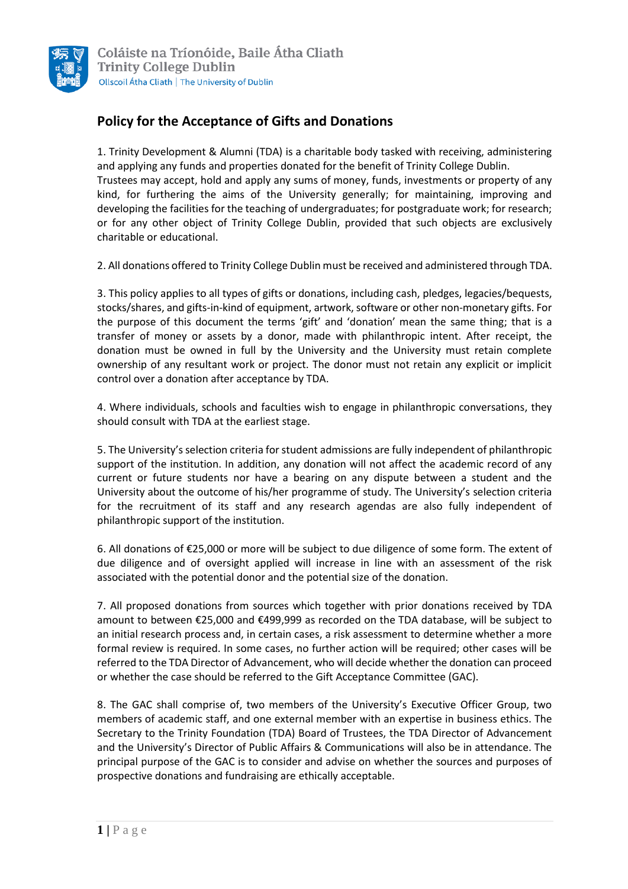Coláiste na Tríonóide, Baile Átha Cliath
Trinity College Dublin
Ollscoil Átha Cliath | The University of Dublin

## Policy for the Acceptance of Gifts and Donations

1. Trinity Development & Alumni (TDA) is a charitable body tasked with receiving, administering and applying any funds and properties donated for the benefit of Trinity College Dublin. Trustees may accept, hold and apply any sums of money, funds, investments or property of any kind, for furthering the aims of the University generally; for maintaining, improving and developing the facilities for the teaching of undergraduates; for postgraduate work; for research; or for any other object of Trinity College Dublin, provided that such objects are exclusively charitable or educational.

2. All donations offered to Trinity College Dublin must be received and administered through TDA.

3. This policy applies to all types of gifts or donations, including cash, pledges, legacies/bequests, stocks/shares, and gifts-in-kind of equipment, artwork, software or other non-monetary gifts. For the purpose of this document the terms 'gift' and 'donation' mean the same thing; that is a transfer of money or assets by a donor, made with philanthropic intent. After receipt, the donation must be owned in full by the University and the University must retain complete ownership of any resultant work or project. The donor must not retain any explicit or implicit control over a donation after acceptance by TDA.

4. Where individuals, schools and faculties wish to engage in philanthropic conversations, they should consult with TDA at the earliest stage.

5. The University's selection criteria for student admissions are fully independent of philanthropic support of the institution. In addition, any donation will not affect the academic record of any current or future students nor have a bearing on any dispute between a student and the University about the outcome of his/her programme of study. The University's selection criteria for the recruitment of its staff and any research agendas are also fully independent of philanthropic support of the institution.

6. All donations of €25,000 or more will be subject to due diligence of some form. The extent of due diligence and of oversight applied will increase in line with an assessment of the risk associated with the potential donor and the potential size of the donation.

7. All proposed donations from sources which together with prior donations received by TDA amount to between €25,000 and €499,999 as recorded on the TDA database, will be subject to an initial research process and, in certain cases, a risk assessment to determine whether a more formal review is required. In some cases, no further action will be required; other cases will be referred to the TDA Director of Advancement, who will decide whether the donation can proceed or whether the case should be referred to the Gift Acceptance Committee (GAC).

8. The GAC shall comprise of, two members of the University's Executive Officer Group, two members of academic staff, and one external member with an expertise in business ethics. The Secretary to the Trinity Foundation (TDA) Board of Trustees, the TDA Director of Advancement and the University's Director of Public Affairs & Communications will also be in attendance. The principal purpose of the GAC is to consider and advise on whether the sources and purposes of prospective donations and fundraising are ethically acceptable.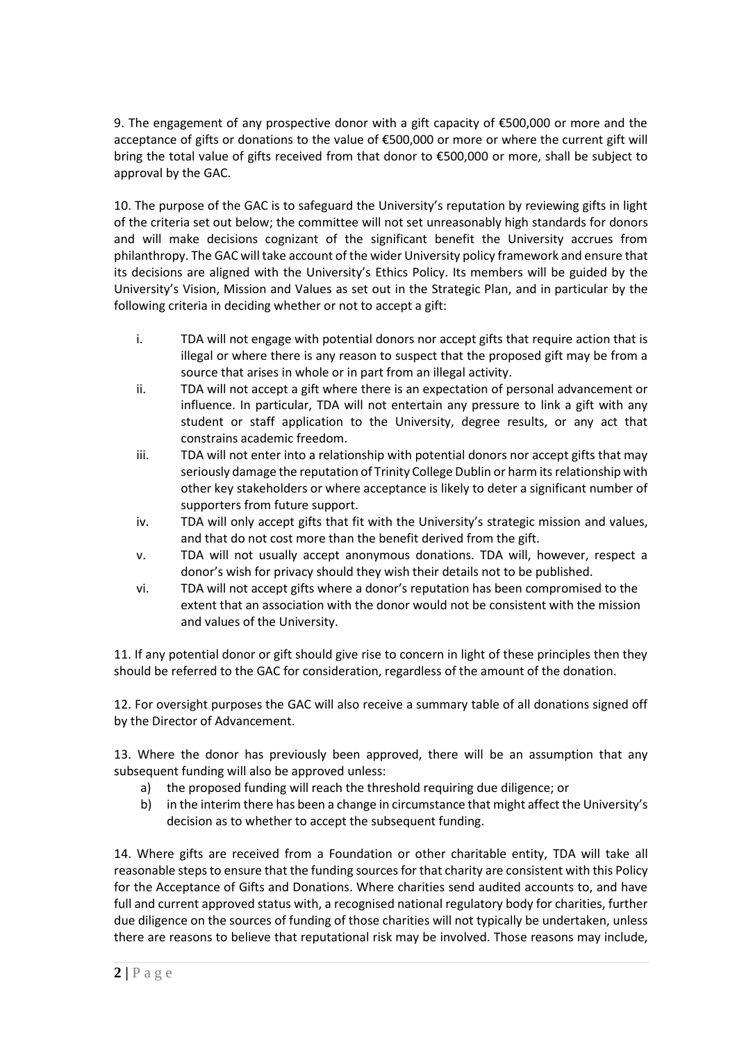9. The engagement of any prospective donor with a gift capacity of €500,000 or more and the acceptance of gifts or donations to the value of €500,000 or more or where the current gift will bring the total value of gifts received from that donor to €500,000 or more, shall be subject to approval by the GAC.

10. The purpose of the GAC is to safeguard the University's reputation by reviewing gifts in light of the criteria set out below; the committee will not set unreasonably high standards for donors and will make decisions cognizant of the significant benefit the University accrues from philanthropy. The GAC will take account of the wider University policy framework and ensure that its decisions are aligned with the University's Ethics Policy. Its members will be guided by the University's Vision, Mission and Values as set out in the Strategic Plan, and in particular by the following criteria in deciding whether or not to accept a gift:

i. TDA will not engage with potential donors nor accept gifts that require action that is illegal or where there is any reason to suspect that the proposed gift may be from a source that arises in whole or in part from an illegal activity.
ii. TDA will not accept a gift where there is an expectation of personal advancement or influence. In particular, TDA will not entertain any pressure to link a gift with any student or staff application to the University, degree results, or any act that constrains academic freedom.
iii. TDA will not enter into a relationship with potential donors nor accept gifts that may seriously damage the reputation of Trinity College Dublin or harm its relationship with other key stakeholders or where acceptance is likely to deter a significant number of supporters from future support.
iv. TDA will only accept gifts that fit with the University's strategic mission and values, and that do not cost more than the benefit derived from the gift.
v. TDA will not usually accept anonymous donations. TDA will, however, respect a donor's wish for privacy should they wish their details not to be published.
vi. TDA will not accept gifts where a donor's reputation has been compromised to the extent that an association with the donor would not be consistent with the mission and values of the University.

11. If any potential donor or gift should give rise to concern in light of these principles then they should be referred to the GAC for consideration, regardless of the amount of the donation.

12. For oversight purposes the GAC will also receive a summary table of all donations signed off by the Director of Advancement.

13. Where the donor has previously been approved, there will be an assumption that any subsequent funding will also be approved unless:

a) the proposed funding will reach the threshold requiring due diligence; or
b) in the interim there has been a change in circumstance that might affect the University's decision as to whether to accept the subsequent funding.

14. Where gifts are received from a Foundation or other charitable entity, TDA will take all reasonable steps to ensure that the funding sources for that charity are consistent with this Policy for the Acceptance of Gifts and Donations. Where charities send audited accounts to, and have full and current approved status with, a recognised national regulatory body for charities, further due diligence on the sources of funding of those charities will not typically be undertaken, unless there are reasons to believe that reputational risk may be involved. Those reasons may include,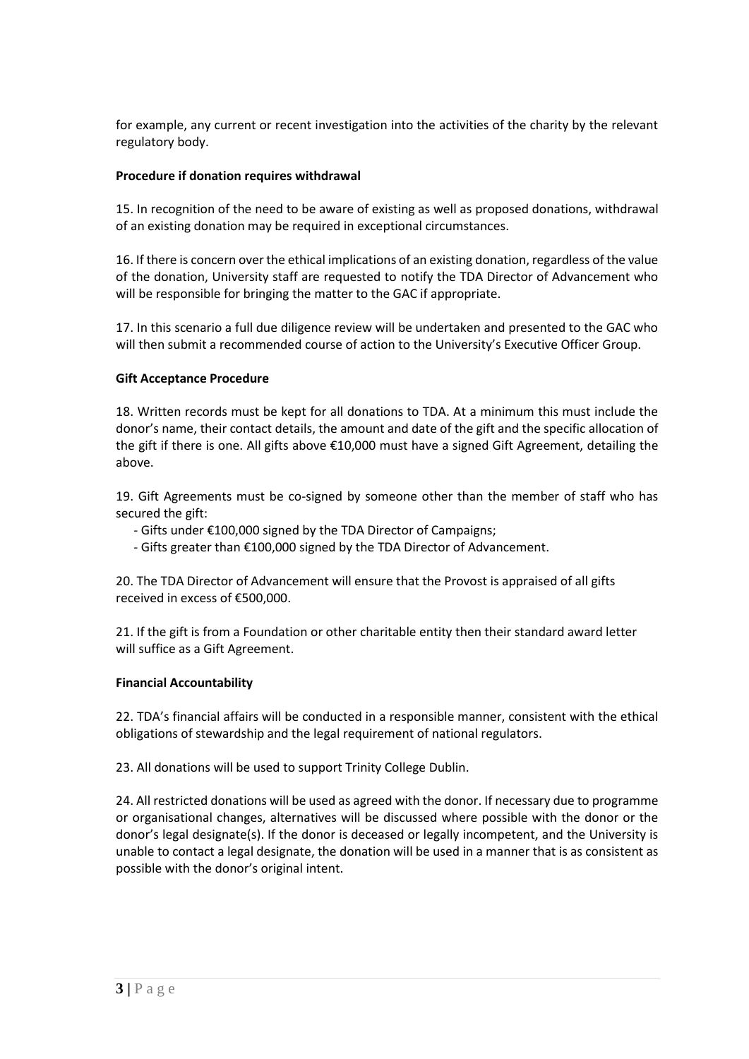for example, any current or recent investigation into the activities of the charity by the relevant regulatory body.

**Procedure if donation requires withdrawal**

15. In recognition of the need to be aware of existing as well as proposed donations, withdrawal of an existing donation may be required in exceptional circumstances.

16. If there is concern over the ethical implications of an existing donation, regardless of the value of the donation, University staff are requested to notify the TDA Director of Advancement who will be responsible for bringing the matter to the GAC if appropriate.

17. In this scenario a full due diligence review will be undertaken and presented to the GAC who will then submit a recommended course of action to the University's Executive Officer Group.

**Gift Acceptance Procedure**

18. Written records must be kept for all donations to TDA. At a minimum this must include the donor's name, their contact details, the amount and date of the gift and the specific allocation of the gift if there is one. All gifts above €10,000 must have a signed Gift Agreement, detailing the above.

19. Gift Agreements must be co-signed by someone other than the member of staff who has secured the gift:

- Gifts under €100,000 signed by the TDA Director of Campaigns;
- Gifts greater than €100,000 signed by the TDA Director of Advancement.

20. The TDA Director of Advancement will ensure that the Provost is appraised of all gifts received in excess of €500,000.

21. If the gift is from a Foundation or other charitable entity then their standard award letter will suffice as a Gift Agreement.

**Financial Accountability**

22. TDA's financial affairs will be conducted in a responsible manner, consistent with the ethical obligations of stewardship and the legal requirement of national regulators.

23. All donations will be used to support Trinity College Dublin.

24. All restricted donations will be used as agreed with the donor. If necessary due to programme or organisational changes, alternatives will be discussed where possible with the donor or the donor's legal designate(s). If the donor is deceased or legally incompetent, and the University is unable to contact a legal designate, the donation will be used in a manner that is as consistent as possible with the donor's original intent.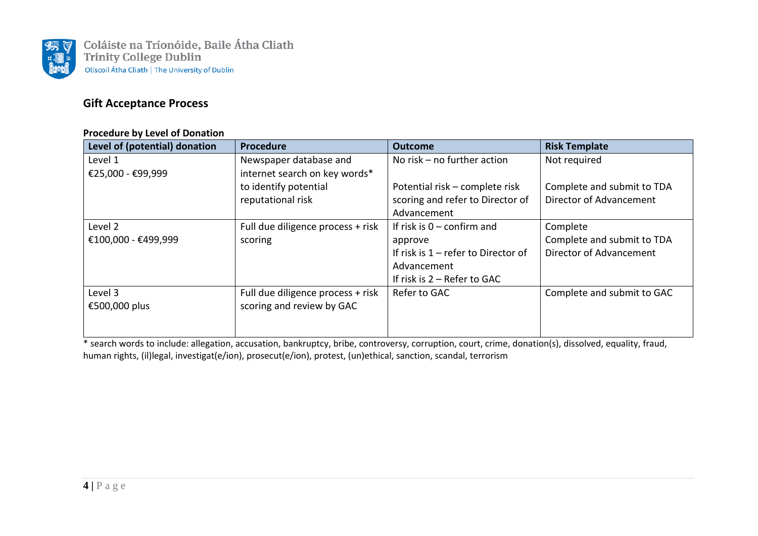## Gift Acceptance Process

**Procedure by Level of Donation**

| Level of (potential) donation | Procedure | Outcome | Risk Template |
|---|---|---|---|
| Level 1<br>€25,000 - €99,999 | Newspaper database and internet search on key words* to identify potential reputational risk | No risk – no further action<br><br>Potential risk – complete risk scoring and refer to Director of Advancement | Not required<br><br>Complete and submit to TDA Director of Advancement |
| Level 2<br>€100,000 - €499,999 | Full due diligence process + risk scoring | If risk is 0 – confirm and approve<br>If risk is 1 – refer to Director of Advancement<br>If risk is 2 – Refer to GAC | Complete<br>Complete and submit to TDA Director of Advancement |
| Level 3<br>€500,000 plus | Full due diligence process + risk scoring and review by GAC | Refer to GAC | Complete and submit to GAC |

* search words to include: allegation, accusation, bankruptcy, bribe, controversy, corruption, court, crime, donation(s), dissolved, equality, fraud, human rights, (il)legal, investigat(e/ion), prosecut(e/ion), protest, (un)ethical, sanction, scandal, terrorism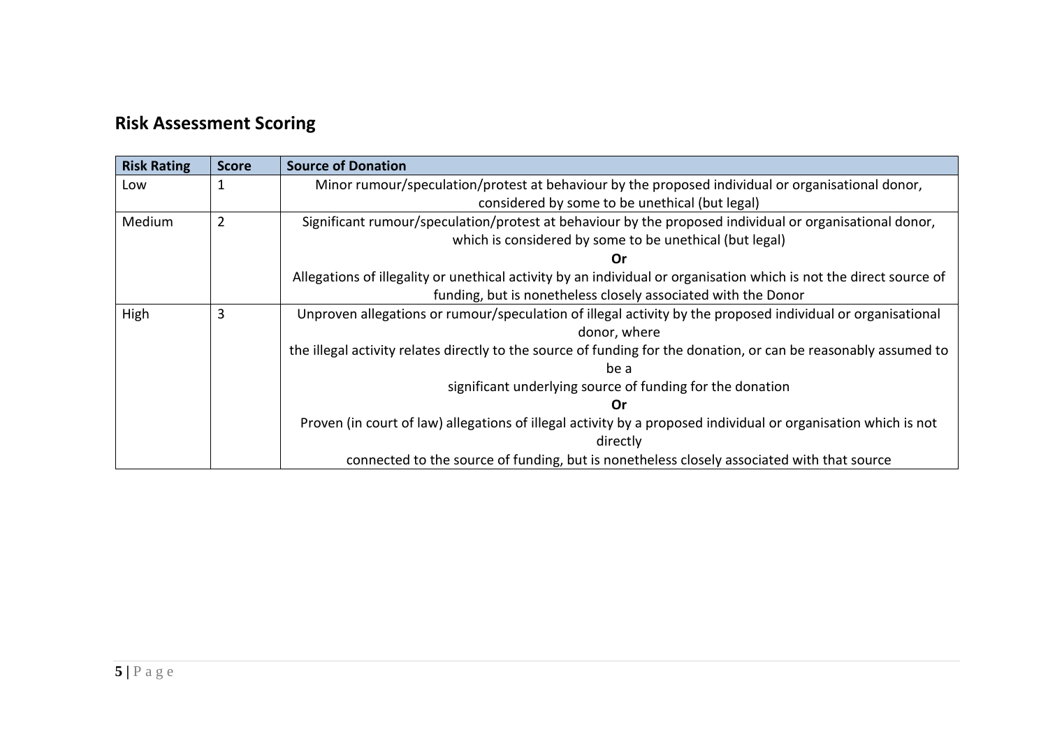## Risk Assessment Scoring

| Risk Rating | Score | Source of Donation |
|---|---|---|
| Low | 1 | Minor rumour/speculation/protest at behaviour by the proposed individual or organisational donor, considered by some to be unethical (but legal) |
| Medium | 2 | Significant rumour/speculation/protest at behaviour by the proposed individual or organisational donor, which is considered by some to be unethical (but legal)<br>**Or**<br>Allegations of illegality or unethical activity by an individual or organisation which is not the direct source of funding, but is nonetheless closely associated with the Donor |
| High | 3 | Unproven allegations or rumour/speculation of illegal activity by the proposed individual or organisational donor, where<br>the illegal activity relates directly to the source of funding for the donation, or can be reasonably assumed to be a<br>significant underlying source of funding for the donation<br>**Or**<br>Proven (in court of law) allegations of illegal activity by a proposed individual or organisation which is not directly<br>connected to the source of funding, but is nonetheless closely associated with that source |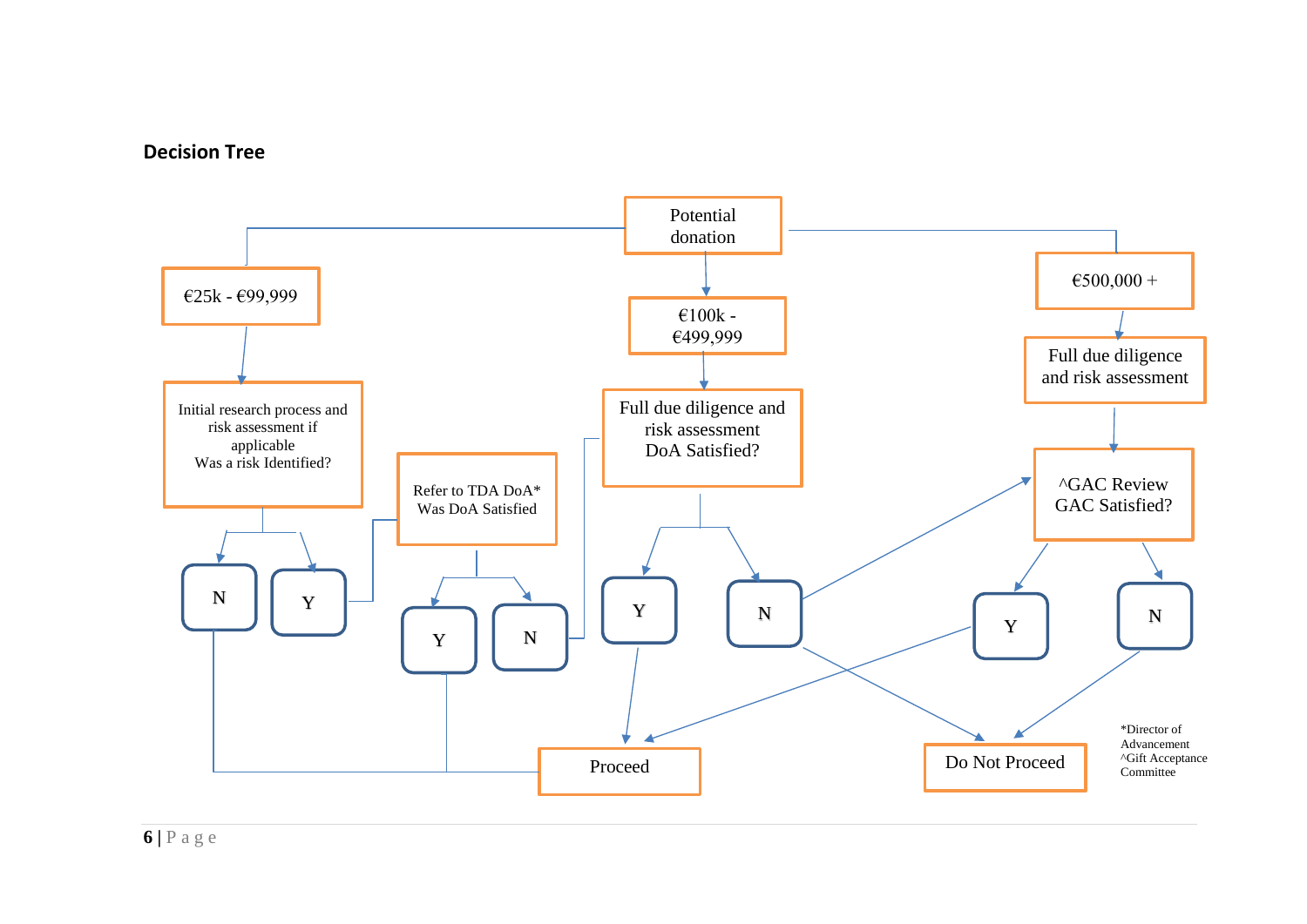## Decision Tree

Potential donation

€25k - €99,999

Initial research process and risk assessment if applicable
Was a risk Identified?

N

Y

Refer to TDA DoA*
Was DoA Satisfied

Y

N

€100k - €499,999

Full due diligence and risk assessment
DoA Satisfied?

Y

N

€500,000 +

Full due diligence and risk assessment

^GAC Review
GAC Satisfied?

Y

N

Proceed

Do Not Proceed

*Director of Advancement
^Gift Acceptance Committee